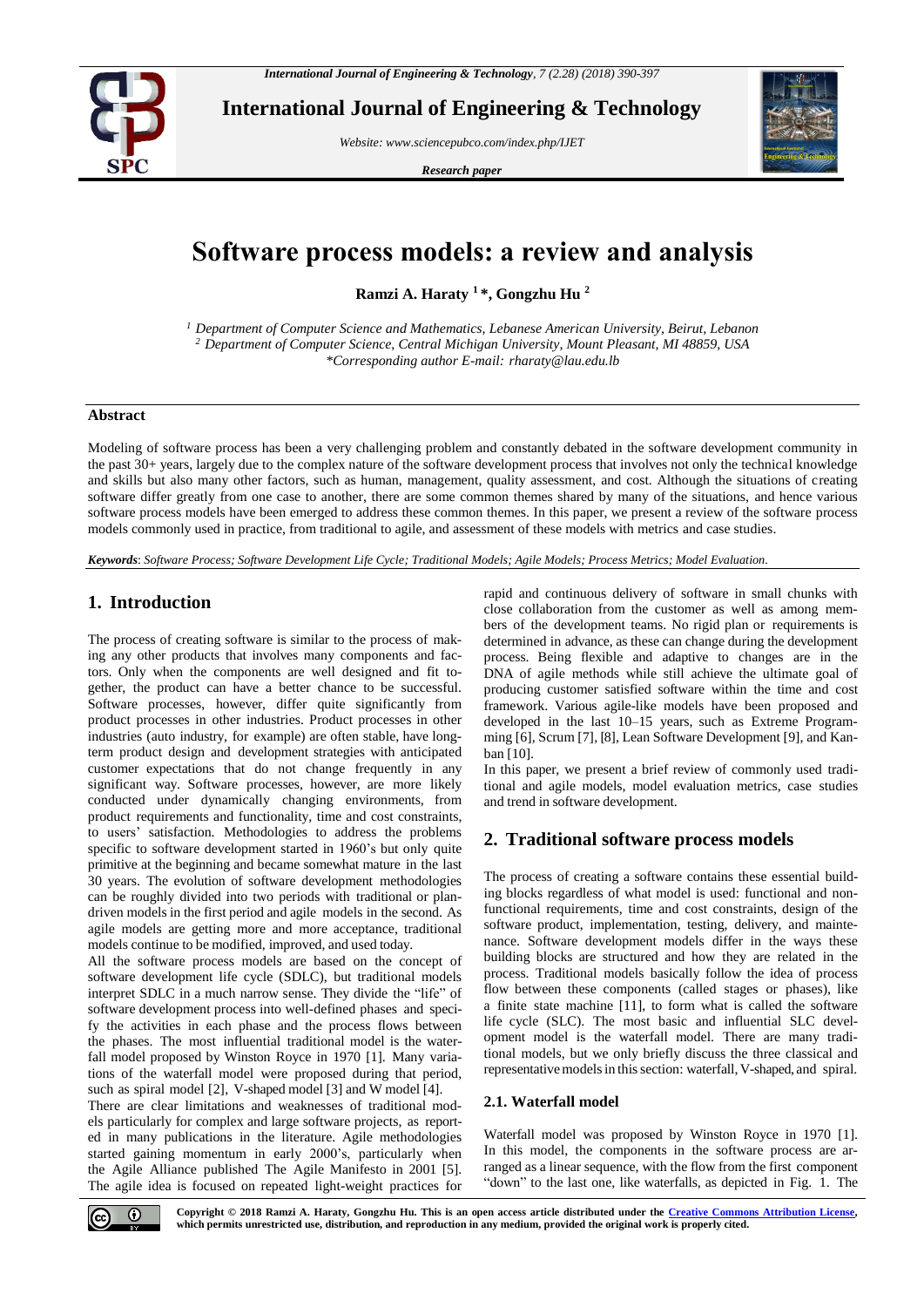# Software process models: a review and analysis

**Ramzi A. Haraty [1] \*, Gongzhu Hu [2]**

*[1] Department of Computer Science and Mathematics, Lebanese American University, Beirut, Lebanon*
*[2] Department of Computer Science, Central Michigan University, Mount Pleasant, MI 48859, USA*
*\*Corresponding author E-mail: rharaty@lau.edu.lb*

## Abstract

Modeling of software process has been a very challenging problem and constantly debated in the software development community in the past 30+ years, largely due to the complex nature of the software development process that involves not only the technical knowledge and skills but also many other factors, such as human, management, quality assessment, and cost. Although the situations of creating software differ greatly from one case to another, there are some common themes shared by many of the situations, and hence various software process models have been emerged to address these common themes. In this paper, we present a review of the software process models commonly used in practice, from traditional to agile, and assessment of these models with metrics and case studies.

***Keywords***: *Software Process; Software Development Life Cycle; Traditional Models; Agile Models; Process Metrics; Model Evaluation.*

## 1. Introduction

The process of creating software is similar to the process of making any other products that involves many components and factors. Only when the components are well designed and fit together, the product can have a better chance to be successful. Software processes, however, differ quite significantly from product processes in other industries. Product processes in other industries (auto industry, for example) are often stable, have long-term product design and development strategies with anticipated customer expectations that do not change frequently in any significant way. Software processes, however, are more likely conducted under dynamically changing environments, from product requirements and functionality, time and cost constraints, to users' satisfaction. Methodologies to address the problems specific to software development started in 1960's but only quite primitive at the beginning and became somewhat mature in the last 30 years. The evolution of software development methodologies can be roughly divided into two periods with traditional or plan-driven models in the first period and agile models in the second. As agile models are getting more and more acceptance, traditional models continue to be modified, improved, and used today.

All the software process models are based on the concept of software development life cycle (SDLC), but traditional models interpret SDLC in a much narrow sense. They divide the "life" of software development process into well-defined phases and specify the activities in each phase and the process flows between the phases. The most influential traditional model is the waterfall model proposed by Winston Royce in 1970 [1]. Many variations of the waterfall model were proposed during that period, such as spiral model [2], V-shaped model [3] and W model [4].

There are clear limitations and weaknesses of traditional models particularly for complex and large software projects, as reported in many publications in the literature. Agile methodologies started gaining momentum in early 2000's, particularly when the Agile Alliance published The Agile Manifesto in 2001 [5]. The agile idea is focused on repeated light-weight practices for rapid and continuous delivery of software in small chunks with close collaboration from the customer as well as among members of the development teams. No rigid plan or requirements is determined in advance, as these can change during the development process. Being flexible and adaptive to changes are in the DNA of agile methods while still achieve the ultimate goal of producing customer satisfied software within the time and cost framework. Various agile-like models have been proposed and developed in the last 10–15 years, such as Extreme Programming [6], Scrum [7], [8], Lean Software Development [9], and Kanban [10].

In this paper, we present a brief review of commonly used traditional and agile models, model evaluation metrics, case studies and trend in software development.

## 2. Traditional software process models

The process of creating a software contains these essential building blocks regardless of what model is used: functional and non-functional requirements, time and cost constraints, design of the software product, implementation, testing, delivery, and maintenance. Software development models differ in the ways these building blocks are structured and how they are related in the process. Traditional models basically follow the idea of process flow between these components (called stages or phases), like a finite state machine [11], to form what is called the software life cycle (SLC). The most basic and influential SLC development model is the waterfall model. There are many traditional models, but we only briefly discuss the three classical and representative models in this section: waterfall, V-shaped, and spiral.

### 2.1. Waterfall model

Waterfall model was proposed by Winston Royce in 1970 [1]. In this model, the components in the software process are arranged as a linear sequence, with the flow from the first component "down" to the last one, like waterfalls, as depicted in Fig. 1. The

**Copyright © 2018 Ramzi A. Haraty, Gongzhu Hu. This is an open access article distributed under the Creative Commons Attribution License, which permits unrestricted use, distribution, and reproduction in any medium, provided the original work is properly cited.**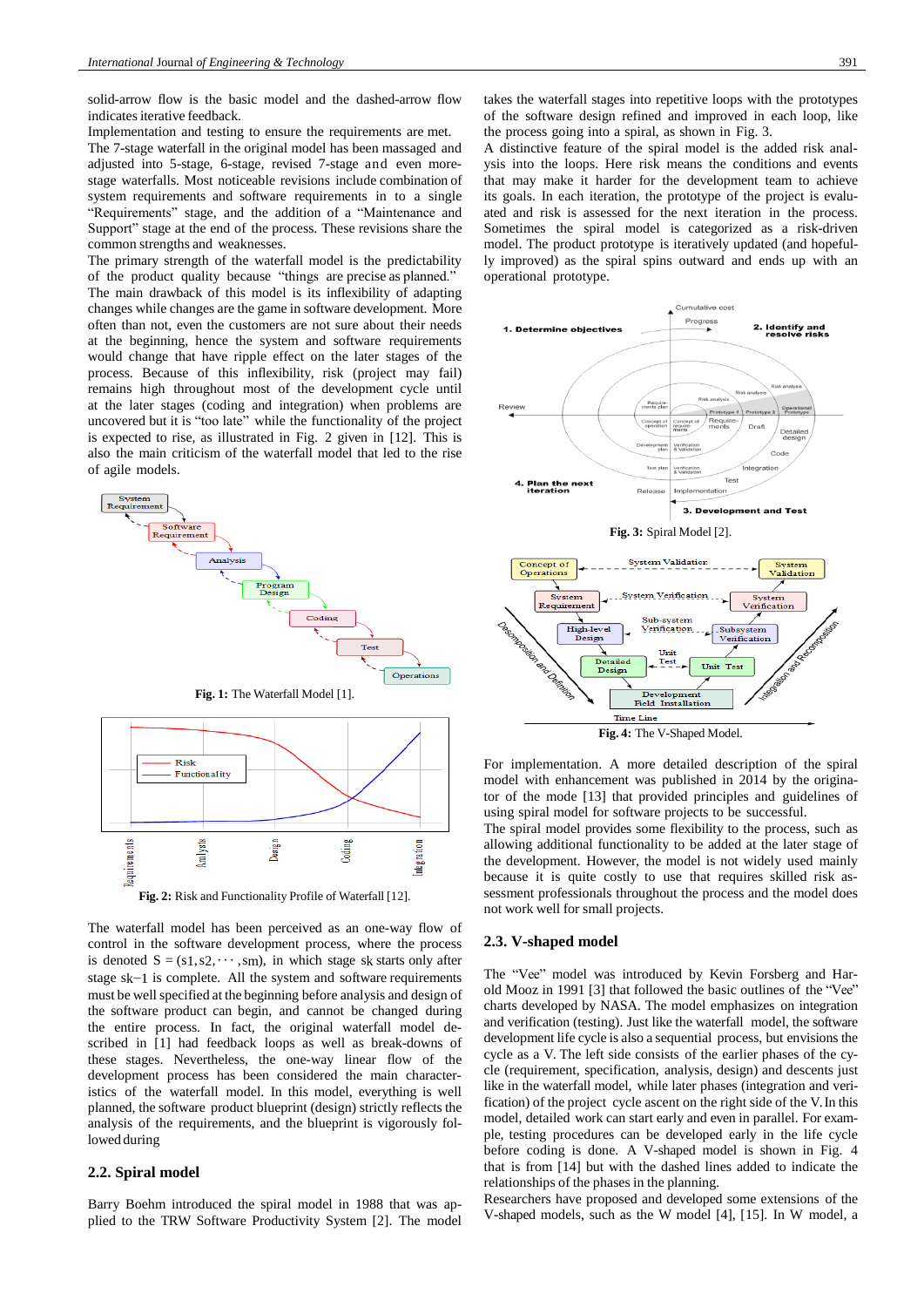solid-arrow flow is the basic model and the dashed-arrow flow indicates iterative feedback.

Implementation and testing to ensure the requirements are met.

The 7-stage waterfall in the original model has been massaged and adjusted into 5-stage, 6-stage, revised 7-stage and even more-stage waterfalls. Most noticeable revisions include combination of system requirements and software requirements in to a single "Requirements" stage, and the addition of a "Maintenance and Support" stage at the end of the process. These revisions share the common strengths and weaknesses.

The primary strength of the waterfall model is the predictability of the product quality because "things are precise as planned."

The main drawback of this model is its inflexibility of adapting changes while changes are the game in software development. More often than not, even the customers are not sure about their needs at the beginning, hence the system and software requirements would change that have ripple effect on the later stages of the process. Because of this inflexibility, risk (project may fail) remains high throughout most of the development cycle until at the later stages (coding and integration) when problems are uncovered but it is "too late" while the functionality of the project is expected to rise, as illustrated in Fig. 2 given in [12]. This is also the main criticism of the waterfall model that led to the rise of agile models.

**Fig. 1:** The Waterfall Model [1].

**Fig. 2:** Risk and Functionality Profile of Waterfall [12].

The waterfall model has been perceived as an one-way flow of control in the software development process, where the process is denoted $S = (s1, s2, \cdots, sm)$, in which stage sk starts only after stage sk−1 is complete. All the system and software requirements must be well specified at the beginning before analysis and design of the software product can begin, and cannot be changed during the entire process. In fact, the original waterfall model described in [1] had feedback loops as well as break-downs of these stages. Nevertheless, the one-way linear flow of the development process has been considered the main characteristics of the waterfall model. In this model, everything is well planned, the software product blueprint (design) strictly reflects the analysis of the requirements, and the blueprint is vigorously followed during

## 2.2. Spiral model

Barry Boehm introduced the spiral model in 1988 that was applied to the TRW Software Productivity System [2]. The model takes the waterfall stages into repetitive loops with the prototypes of the software design refined and improved in each loop, like the process going into a spiral, as shown in Fig. 3.

A distinctive feature of the spiral model is the added risk analysis into the loops. Here risk means the conditions and events that may make it harder for the development team to achieve its goals. In each iteration, the prototype of the project is evaluated and risk is assessed for the next iteration in the process. Sometimes the spiral model is categorized as a risk-driven model. The product prototype is iteratively updated (and hopefully improved) as the spiral spins outward and ends up with an operational prototype.

**Fig. 3:** Spiral Model [2].

**Fig. 4:** The V-Shaped Model.

For implementation. A more detailed description of the spiral model with enhancement was published in 2014 by the originator of the mode [13] that provided principles and guidelines of using spiral model for software projects to be successful.

The spiral model provides some flexibility to the process, such as allowing additional functionality to be added at the later stage of the development. However, the model is not widely used mainly because it is quite costly to use that requires skilled risk assessment professionals throughout the process and the model does not work well for small projects.

## 2.3. V-shaped model

The "Vee" model was introduced by Kevin Forsberg and Harold Mooz in 1991 [3] that followed the basic outlines of the "Vee" charts developed by NASA. The model emphasizes on integration and verification (testing). Just like the waterfall model, the software development life cycle is also a sequential process, but envisions the cycle as a V. The left side consists of the earlier phases of the cycle (requirement, specification, analysis, design) and descents just like in the waterfall model, while later phases (integration and verification) of the project cycle ascent on the right side of the V. In this model, detailed work can start early and even in parallel. For example, testing procedures can be developed early in the life cycle before coding is done. A V-shaped model is shown in Fig. 4 that is from [14] but with the dashed lines added to indicate the relationships of the phases in the planning.

Researchers have proposed and developed some extensions of the V-shaped models, such as the W model [4], [15]. In W model, a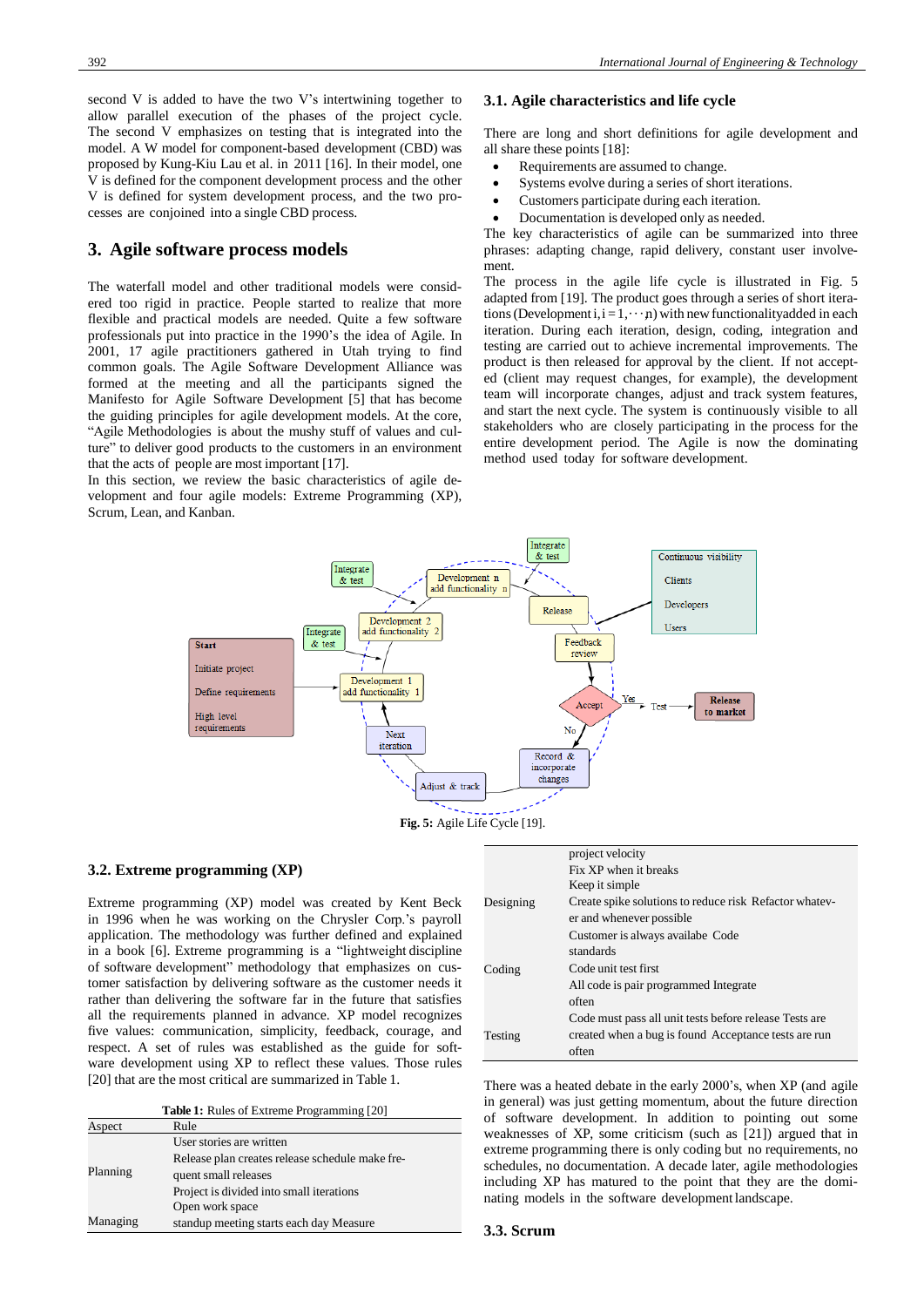second V is added to have the two V's intertwining together to allow parallel execution of the phases of the project cycle. The second V emphasizes on testing that is integrated into the model. A W model for component-based development (CBD) was proposed by Kung-Kiu Lau et al. in 2011 [16]. In their model, one V is defined for the component development process and the other V is defined for system development process, and the two processes are conjoined into a single CBD process.

## 3. Agile software process models

The waterfall model and other traditional models were considered too rigid in practice. People started to realize that more flexible and practical models are needed. Quite a few software professionals put into practice in the 1990's the idea of Agile. In 2001, 17 agile practitioners gathered in Utah trying to find common goals. The Agile Software Development Alliance was formed at the meeting and all the participants signed the Manifesto for Agile Software Development [5] that has become the guiding principles for agile development models. At the core, "Agile Methodologies is about the mushy stuff of values and culture" to deliver good products to the customers in an environment that the acts of people are most important [17].

In this section, we review the basic characteristics of agile development and four agile models: Extreme Programming (XP), Scrum, Lean, and Kanban.

### 3.1. Agile characteristics and life cycle

There are long and short definitions for agile development and all share these points [18]:

- Requirements are assumed to change.
- Systems evolve during a series of short iterations.
- Customers participate during each iteration.
- Documentation is developed only as needed.

The key characteristics of agile can be summarized into three phrases: adapting change, rapid delivery, constant user involvement.

The process in the agile life cycle is illustrated in Fig. 5 adapted from [19]. The product goes through a series of short iterations (Development i, $i = 1, \cdots, n$) with new functionality added in each iteration. During each iteration, design, coding, integration and testing are carried out to achieve incremental improvements. The product is then released for approval by the client. If not accepted (client may request changes, for example), the development team will incorporate changes, adjust and track system features, and start the next cycle. The system is continuously visible to all stakeholders who are closely participating in the process for the entire development period. The Agile is now the dominating method used today for software development.

**Fig. 5:** Agile Life Cycle [19].

### 3.2. Extreme programming (XP)

Extreme programming (XP) model was created by Kent Beck in 1996 when he was working on the Chrysler Corp.'s payroll application. The methodology was further defined and explained in a book [6]. Extreme programming is a "lightweight discipline of software development" methodology that emphasizes on customer satisfaction by delivering software as the customer needs it rather than delivering the software far in the future that satisfies all the requirements planned in advance. XP model recognizes five values: communication, simplicity, feedback, courage, and respect. A set of rules was established as the guide for software development using XP to reflect these values. Those rules [20] that are the most critical are summarized in Table 1.

**Table 1:** Rules of Extreme Programming [20]

| Aspect | Rule |
|---|---|
| Planning | User stories are written<br>Release plan creates release schedule make frequent small releases<br>Project is divided into small iterations |
| Managing | Open work space<br>standup meeting starts each day Measure project velocity<br>Fix XP when it breaks |
| Designing | Keep it simple<br>Create spike solutions to reduce risk Refactor whatever and whenever possible |
| Coding | Customer is always availabe Code standards<br>Code unit test first<br>All code is pair programmed Integrate often |
| Testing | Code must pass all unit tests before release Tests are created when a bug is found Acceptance tests are run often |

There was a heated debate in the early 2000's, when XP (and agile in general) was just getting momentum, about the future direction of software development. In addition to pointing out some weaknesses of XP, some criticism (such as [21]) argued that in extreme programming there is only coding but no requirements, no schedules, no documentation. A decade later, agile methodologies including XP has matured to the point that they are the dominating models in the software development landscape.

### 3.3. Scrum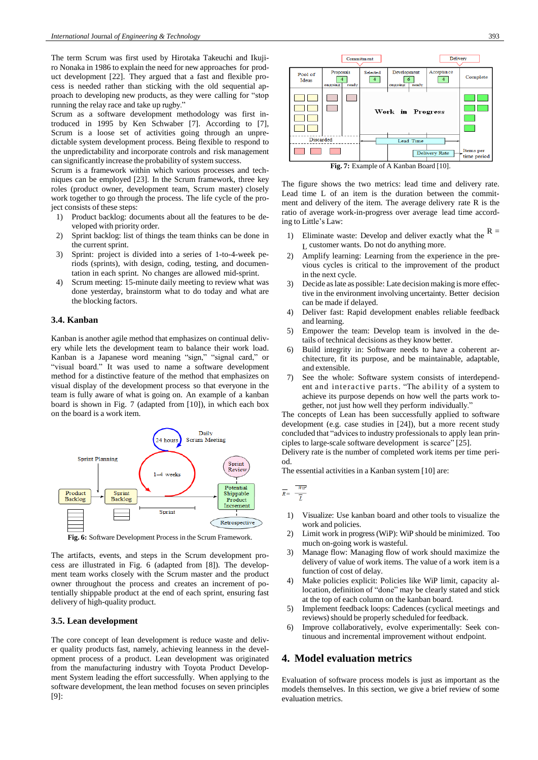The term Scrum was first used by Hirotaka Takeuchi and Ikujiro Nonaka in 1986 to explain the need for new approaches for product development [22]. They argued that a fast and flexible process is needed rather than sticking with the old sequential approach to developing new products, as they were calling for "stop running the relay race and take up rugby."

Scrum as a software development methodology was first introduced in 1995 by Ken Schwaber [7]. According to [7], Scrum is a loose set of activities going through an unpredictable system development process. Being flexible to respond to the unpredictability and incorporate controls and risk management can significantly increase the probability of system success.

Scrum is a framework within which various processes and techniques can be employed [23]. In the Scrum framework, three key roles (product owner, development team, Scrum master) closely work together to go through the process. The life cycle of the project consists of these steps:

1) Product backlog: documents about all the features to be developed with priority order.
2) Sprint backlog: list of things the team thinks can be done in the current sprint.
3) Sprint: project is divided into a series of 1-to-4-week periods (sprints), with design, coding, testing, and documentation in each sprint. No changes are allowed mid-sprint.
4) Scrum meeting: 15-minute daily meeting to review what was done yesterday, brainstorm what to do today and what are the blocking factors.

### 3.4. Kanban

Kanban is another agile method that emphasizes on continual delivery while lets the development team to balance their work load. Kanban is a Japanese word meaning "sign," "signal card," or "visual board." It was used to name a software development method for a distinctive feature of the method that emphasizes on visual display of the development process so that everyone in the team is fully aware of what is going on. An example of a kanban board is shown in Fig. 7 (adapted from [10]), in which each box on the board is a work item.

**Fig. 6:** Software Development Process in the Scrum Framework.

The artifacts, events, and steps in the Scrum development process are illustrated in Fig. 6 (adapted from [8]). The development team works closely with the Scrum master and the product owner throughout the process and creates an increment of potentially shippable product at the end of each sprint, ensuring fast delivery of high-quality product.

### 3.5. Lean development

The core concept of lean development is reduce waste and deliver quality products fast, namely, achieving leanness in the development process of a product. Lean development was originated from the manufacturing industry with Toyota Product Development System leading the effort successfully. When applying to the software development, the lean method focuses on seven principles [9]:

1) Eliminate waste: Develop and deliver exactly what the customer wants. Do not do anything more.
2) Amplify learning: Learning from the experience in the previous cycles is critical to the improvement of the product in the next cycle.
3) Decide as late as possible: Late decision making is more effective in the environment involving uncertainty. Better decision can be made if delayed.
4) Deliver fast: Rapid development enables reliable feedback and learning.
5) Empower the team: Develop team is involved in the details of technical decisions as they know better.
6) Build integrity in: Software needs to have a coherent architecture, fit its purpose, and be maintainable, adaptable, and extensible.
7) See the whole: Software system consists of interdependent and interactive parts. "The ability of a system to achieve its purpose depends on how well the parts work together, not just how well they perform individually."

The concepts of Lean has been successfully applied to software development (e.g. case studies in [24]), but a more recent study concluded that "advices to industry professionals to apply lean principles to large-scale software development is scarce" [25].

**Fig. 7:** Example of A Kanban Board [10].

The figure shows the two metrics: lead time and delivery rate. Lead time L of an item is the duration between the commitment and delivery of the item. The average delivery rate R is the ratio of average work-in-progress over average lead time according to Little's Law:

$$\bar{R} = \frac{\overline{WiP}}{\bar{L}}$$

Delivery rate is the number of completed work items per time period.

The essential activities in a Kanban system [10] are:

1) Visualize: Use kanban board and other tools to visualize the work and policies.
2) Limit work in progress (WiP): WiP should be minimized. Too much on-going work is wasteful.
3) Manage flow: Managing flow of work should maximize the delivery of value of work items. The value of a work item is a function of cost of delay.
4) Make policies explicit: Policies like WiP limit, capacity allocation, definition of "done" may be clearly stated and stick at the top of each column on the kanban board.
5) Implement feedback loops: Cadences (cyclical meetings and reviews) should be properly scheduled for feedback.
6) Improve collaboratively, evolve experimentally: Seek continuous and incremental improvement without endpoint.

## 4. Model evaluation metrics

Evaluation of software process models is just as important as the models themselves. In this section, we give a brief review of some evaluation metrics.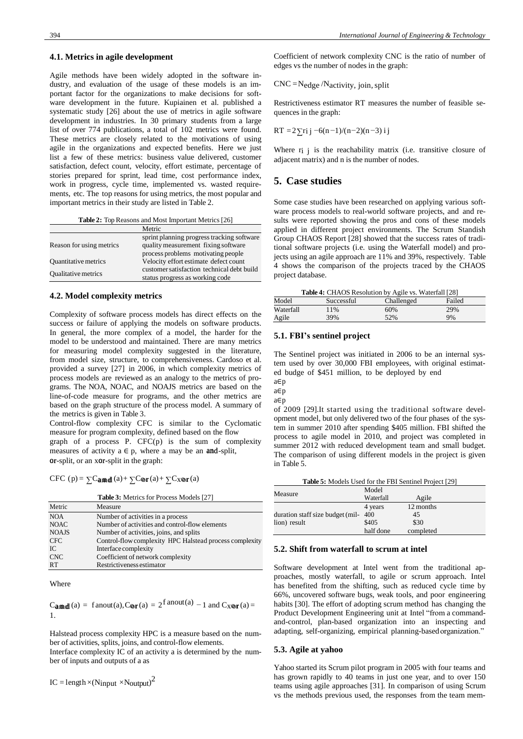### 4.1. Metrics in agile development

Agile methods have been widely adopted in the software industry, and evaluation of the usage of these models is an important factor for the organizations to make decisions for software development in the future. Kupiainen et al. published a systematic study [26] about the use of metrics in agile software development in industries. In 30 primary students from a large list of over 774 publications, a total of 102 metrics were found. These metrics are closely related to the motivations of using agile in the organizations and expected benefits. Here we just list a few of these metrics: business value delivered, customer satisfaction, defect count, velocity, effort estimate, percentage of stories prepared for sprint, lead time, cost performance index, work in progress, cycle time, implemented vs. wasted requirements, etc. The top reasons for using metrics, the most popular and important metrics in their study are listed in Table 2.

**Table 2:** Top Reasons and Most Important Metrics [26]

| | Metric |
|---|---|
| Reason for using metrics | sprint planning progress tracking software quality measurement fixing software process problems motivating people |
| Quantitative metrics | Velocity effort estimate defect count |
| Qualitative metrics | customer satisfaction technical debt build status progress as working code |

### 4.2. Model complexity metrics

Complexity of software process models has direct effects on the success or failure of applying the models on software products. In general, the more complex of a model, the harder for the model to be understood and maintained. There are many metrics for measuring model complexity suggested in the literature, from model size, structure, to comprehensiveness. Cardoso et al. provided a survey [27] in 2006, in which complexity metrics of process models are reviewed as an analogy to the metrics of programs. The NOA, NOAC, and NOAJS metrics are based on the line-of-code measure for programs, and the other metrics are based on the graph structure of the process model. A summary of the metrics is given in Table 3.

Control-flow complexity CFC is similar to the Cyclomatic measure for program complexity, defined based on the flow graph of a process P. CFC(p) is the sum of complexity measures of activity $a \in p$, where a may be an **and**-split, **or**-split, or an x**or**-split in the graph:

$$CFC(p) = \sum C_{\mathbf{and}}(a) + \sum C_{\mathbf{or}}(a) + \sum C_{x\mathbf{or}}(a)$$

**Table 3:** Metrics for Process Models [27]

| Metric | Measure |
|---|---|
| NOA | Number of activities in a process |
| NOAC | Number of activities and control-flow elements |
| NOAJS | Number of activities, joins, and splits |
| CFC | Control-flow complexity HPC Halstead process complexity |
| IC | Interface complexity |
| CNC | Coefficient of network complexity |
| RT | Restrictiveness estimator |

Where

$C_{\mathbf{and}}(a) = fanout(a), C_{\mathbf{or}}(a) = 2^{fanout(a)} - 1$ and $C_{x\mathbf{or}}(a) = 1$.

Halstead process complexity HPC is a measure based on the number of activities, splits, joins, and control-flow elements.

Interface complexity IC of an activity is determined by the number of inputs and outputs of a as

$$IC = length \times (N_{input} \times N_{output})^2$$

Coefficient of network complexity CNC is the ratio of number of edges vs the number of nodes in the graph:

$$CNC = N_{edge} / N_{activity,\ join,\ split}$$

Restrictiveness estimator RT measures the number of feasible sequences in the graph:

$$RT = 2\sum r_{ij} - 6(n-1)/(n-2)(n-3)\ i\ j$$

Where $r_{ij}$ is the reachability matrix (i.e. transitive closure of adjacent matrix) and n is the number of nodes.

## 5. Case studies

Some case studies have been researched on applying various software process models to real-world software projects, and and results were reported showing the pros and cons of these models applied in different project environments. The Scrum Standish Group CHAOS Report [28] showed that the success rates of traditional software projects (i.e. using the Waterfall model) and projects using an agile approach are 11% and 39%, respectively. Table 4 shows the comparison of the projects traced by the CHAOS project database.

**Table 4:** CHAOS Resolution by Agile vs. Waterfall [28]

| Model | Successful | Challenged | Failed |
|---|---|---|---|
| Waterfall | 11% | 60% | 29% |
| Agile | 39% | 52% | 9% |

### 5.1. FBI's sentinel project

The Sentinel project was initiated in 2006 to be an internal system used by over 30,000 FBI employees, with original estimated budge of \$451 million, to be deployed by end

a∈p

a∈p

a∈p

of 2009 [29].It started using the traditional software development model, but only delivered two of the four phases of the system in summer 2010 after spending \$405 million. FBI shifted the process to agile model in 2010, and project was completed in summer 2012 with reduced development team and small budget. The comparison of using different models in the project is given in Table 5.

**Table 5:** Models Used for the FBI Sentinel Project [29]

| Measure | Model | |
|---|---|---|
| | Waterfall | Agile |
| duration | 4 years | 12 months |
| staff size | 400 | 45 |
| budget (million) | \$405 | \$30 |
| result | half done | completed |

### 5.2. Shift from waterfall to scrum at intel

Software development at Intel went from the traditional approaches, mostly waterfall, to agile or scrum approach. Intel has benefited from the shifting, such as reduced cycle time by 66%, uncovered software bugs, weak tools, and poor engineering habits [30]. The effort of adopting scrum method has changing the Product Development Engineering unit at Intel "from a command-and-control, plan-based organization into an inspecting and adapting, self-organizing, empirical planning-based organization."

### 5.3. Agile at yahoo

Yahoo started its Scrum pilot program in 2005 with four teams and has grown rapidly to 40 teams in just one year, and to over 150 teams using agile approaches [31]. In comparison of using Scrum vs the methods previous used, the responses from the team mem-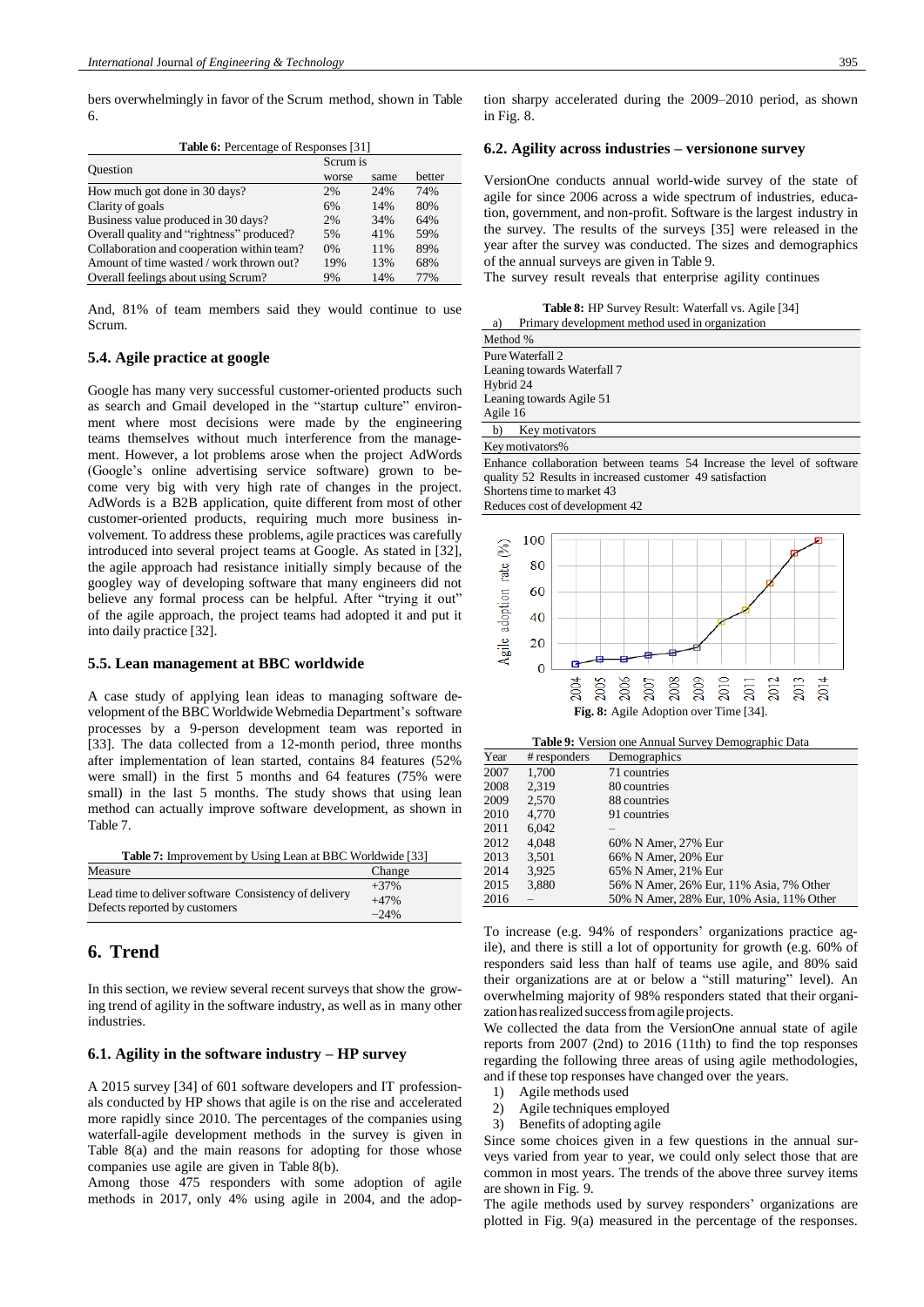bers overwhelmingly in favor of the Scrum method, shown in Table 6.

**Table 6:** Percentage of Responses [31]

| Question | Scrum is | | |
|---|---|---|---|
| | worse | same | better |
| How much got done in 30 days? | 2% | 24% | 74% |
| Clarity of goals | 6% | 14% | 80% |
| Business value produced in 30 days? | 2% | 34% | 64% |
| Overall quality and "rightness" produced? | 5% | 41% | 59% |
| Collaboration and cooperation within team? | 0% | 11% | 89% |
| Amount of time wasted / work thrown out? | 19% | 13% | 68% |
| Overall feelings about using Scrum? | 9% | 14% | 77% |

And, 81% of team members said they would continue to use Scrum.

### 5.4. Agile practice at google

Google has many very successful customer-oriented products such as search and Gmail developed in the "startup culture" environment where most decisions were made by the engineering teams themselves without much interference from the management. However, a lot problems arose when the project AdWords (Google's online advertising service software) grown to become very big with very high rate of changes in the project. AdWords is a B2B application, quite different from most of other customer-oriented products, requiring much more business involvement. To address these problems, agile practices was carefully introduced into several project teams at Google. As stated in [32], the agile approach had resistance initially simply because of the googley way of developing software that many engineers did not believe any formal process can be helpful. After "trying it out" of the agile approach, the project teams had adopted it and put it into daily practice [32].

### 5.5. Lean management at BBC worldwide

A case study of applying lean ideas to managing software development of the BBC Worldwide Webmedia Department's software processes by a 9-person development team was reported in [33]. The data collected from a 12-month period, three months after implementation of lean started, contains 84 features (52% were small) in the first 5 months and 64 features (75% were small) in the last 5 months. The study shows that using lean method can actually improve software development, as shown in Table 7.

**Table 7:** Improvement by Using Lean at BBC Worldwide [33]

| Measure | Change |
|---|---|
| Lead time to deliver software | +37% |
| Consistency of delivery | +47% |
| Defects reported by customers | −24% |

## 6. Trend

In this section, we review several recent surveys that show the growing trend of agility in the software industry, as well as in many other industries.

### 6.1. Agility in the software industry – HP survey

A 2015 survey [34] of 601 software developers and IT professionals conducted by HP shows that agile is on the rise and accelerated more rapidly since 2010. The percentages of the companies using waterfall-agile development methods in the survey is given in Table 8(a) and the main reasons for adopting for those whose companies use agile are given in Table 8(b).

Among those 475 responders with some adoption of agile methods in 2017, only 4% using agile in 2004, and the adoption sharpy accelerated during the 2009–2010 period, as shown in Fig. 8.

### 6.2. Agility across industries – versionone survey

VersionOne conducts annual world-wide survey of the state of agile for since 2006 across a wide spectrum of industries, education, government, and non-profit. Software is the largest industry in the survey. The results of the surveys [35] were released in the year after the survey was conducted. The sizes and demographics of the annual surveys are given in Table 9.

The survey result reveals that enterprise agility continues

**Table 8:** HP Survey Result: Waterfall vs. Agile [34]

a) Primary development method used in organization

| Method | % |
|---|---|
| Pure Waterfall | 2 |
| Leaning towards Waterfall | 7 |
| Hybrid | 24 |
| Leaning towards Agile | 51 |
| Agile | 16 |

b) Key motivators

| Key motivators | % |
|---|---|
| Enhance collaboration between teams | 54 |
| Increase the level of software quality | 52 |
| Results in increased customer satisfaction | 49 |
| Shortens time to market | 43 |
| Reduces cost of development | 42 |

**Fig. 8:** Agile Adoption over Time [34].

**Table 9:** Version one Annual Survey Demographic Data

| Year | # responders | Demographics |
|---|---|---|
| 2007 | 1,700 | 71 countries |
| 2008 | 2,319 | 80 countries |
| 2009 | 2,570 | 88 countries |
| 2010 | 4,770 | 91 countries |
| 2011 | 6,042 | – |
| 2012 | 4,048 | 60% N Amer, 27% Eur |
| 2013 | 3,501 | 66% N Amer, 20% Eur |
| 2014 | 3,925 | 65% N Amer, 21% Eur |
| 2015 | 3,880 | 56% N Amer, 26% Eur, 11% Asia, 7% Other |
| 2016 | – | 50% N Amer, 28% Eur, 10% Asia, 11% Other |

To increase (e.g. 94% of responders' organizations practice agile), and there is still a lot of opportunity for growth (e.g. 60% of responders said less than half of teams use agile, and 80% said their organizations are at or below a "still maturing" level). An overwhelming majority of 98% responders stated that their organization has realized success from agile projects.

We collected the data from the VersionOne annual state of agile reports from 2007 (2nd) to 2016 (11th) to find the top responses regarding the following three areas of using agile methodologies, and if these top responses have changed over the years.

1) Agile methods used
2) Agile techniques employed
3) Benefits of adopting agile

Since some choices given in a few questions in the annual surveys varied from year to year, we could only select those that are common in most years. The trends of the above three survey items are shown in Fig. 9.

The agile methods used by survey responders' organizations are plotted in Fig. 9(a) measured in the percentage of the responses.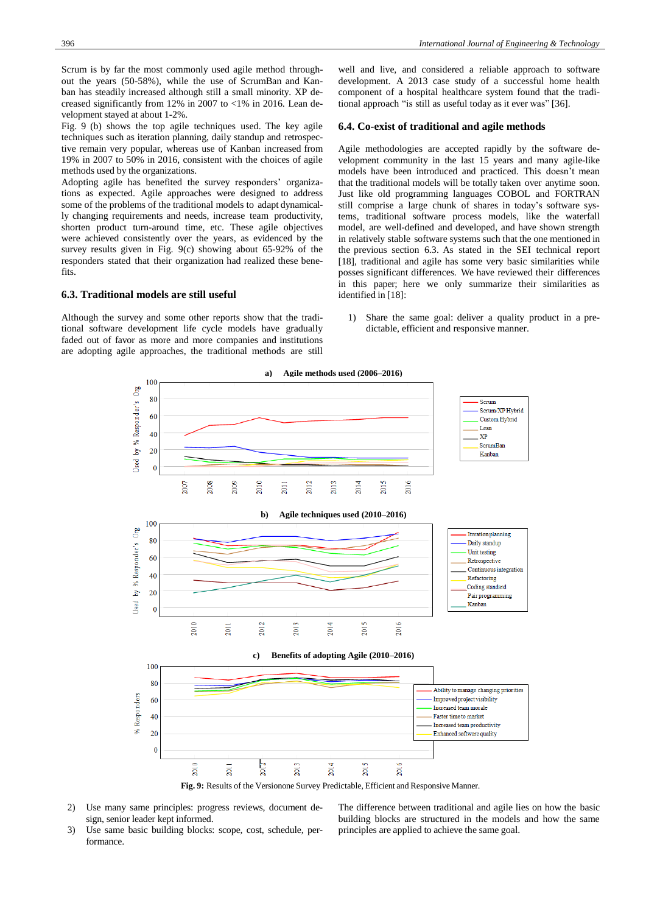Scrum is by far the most commonly used agile method throughout the years (50-58%), while the use of ScrumBan and Kanban has steadily increased although still a small minority. XP decreased significantly from 12% in 2007 to <1% in 2016. Lean development stayed at about 1-2%.

Fig. 9 (b) shows the top agile techniques used. The key agile techniques such as iteration planning, daily standup and retrospective remain very popular, whereas use of Kanban increased from 19% in 2007 to 50% in 2016, consistent with the choices of agile methods used by the organizations.

Adopting agile has benefited the survey responders' organizations as expected. Agile approaches were designed to address some of the problems of the traditional models to adapt dynamically changing requirements and needs, increase team productivity, shorten product turn-around time, etc. These agile objectives were achieved consistently over the years, as evidenced by the survey results given in Fig. 9(c) showing about 65-92% of the responders stated that their organization had realized these benefits.

### 6.3. Traditional models are still useful

Although the survey and some other reports show that the traditional software development life cycle models have gradually faded out of favor as more and more companies and institutions are adopting agile approaches, the traditional methods are still well and live, and considered a reliable approach to software development. A 2013 case study of a successful home health component of a hospital healthcare system found that the traditional approach "is still as useful today as it ever was" [36].

### 6.4. Co-exist of traditional and agile methods

Agile methodologies are accepted rapidly by the software development community in the last 15 years and many agile-like models have been introduced and practiced. This doesn't mean that the traditional models will be totally taken over anytime soon. Just like old programming languages COBOL and FORTRAN still comprise a large chunk of shares in today's software systems, traditional software process models, like the waterfall model, are well-defined and developed, and have shown strength in relatively stable software systems such that the one mentioned in the previous section 6.3. As stated in the SEI technical report [18], traditional and agile has some very basic similarities while posses significant differences. We have reviewed their differences in this paper; here we only summarize their similarities as identified in [18]:

1) Share the same goal: deliver a quality product in a predictable, efficient and responsive manner.
2) Use many same principles: progress reviews, document design, senior leader kept informed.
3) Use same basic building blocks: scope, cost, schedule, performance.

**Fig. 9:** Results of the Versionone Survey Predictable, Efficient and Responsive Manner.

The difference between traditional and agile lies on how the basic building blocks are structured in the models and how the same principles are applied to achieve the same goal.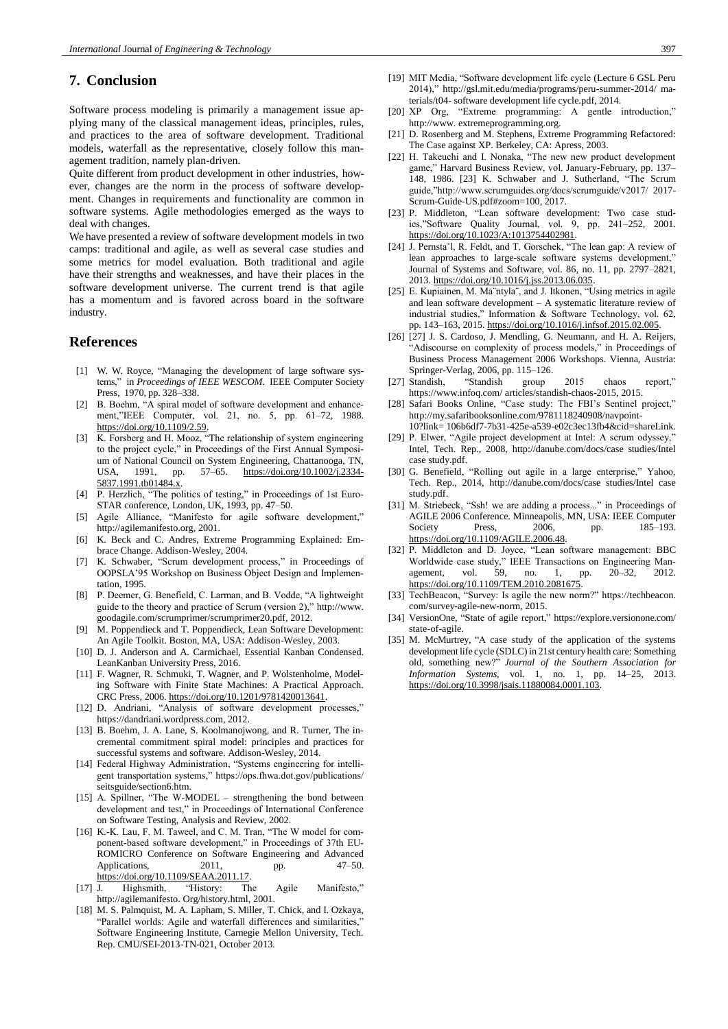## 7. Conclusion

Software process modeling is primarily a management issue applying many of the classical management ideas, principles, rules, and practices to the area of software development. Traditional models, waterfall as the representative, closely follow this management tradition, namely plan-driven.

Quite different from product development in other industries, however, changes are the norm in the process of software development. Changes in requirements and functionality are common in software systems. Agile methodologies emerged as the ways to deal with changes.

We have presented a review of software development models in two camps: traditional and agile, as well as several case studies and some metrics for model evaluation. Both traditional and agile have their strengths and weaknesses, and have their places in the software development universe. The current trend is that agile has a momentum and is favored across board in the software industry.

## References

[1] W. W. Royce, "Managing the development of large software systems," in *Proceedings of IEEE WESCOM*. IEEE Computer Society Press, 1970, pp. 328–338.

[2] B. Boehm, "A spiral model of software development and enhancement,"IEEE Computer, vol. 21, no. 5, pp. 61–72, 1988. https://doi.org/10.1109/2.59.

[3] K. Forsberg and H. Mooz, "The relationship of system engineering to the project cycle," in Proceedings of the First Annual Symposium of National Council on System Engineering, Chattanooga, TN, USA, 1991, pp. 57–65. https://doi.org/10.1002/j.2334-5837.1991.tb01484.x.

[4] P. Herzlich, "The politics of testing," in Proceedings of 1st EuroSTAR conference, London, UK, 1993, pp. 47–50.

[5] Agile Alliance, "Manifesto for agile software development," http://agilemanifesto.org, 2001.

[6] K. Beck and C. Andres, Extreme Programming Explained: Embrace Change. Addison-Wesley, 2004.

[7] K. Schwaber, "Scrum development process," in Proceedings of OOPSLA'95 Workshop on Business Object Design and Implementation, 1995.

[8] P. Deemer, G. Benefield, C. Larman, and B. Vodde, "A lightweight guide to the theory and practice of Scrum (version 2)," http://www.goodagile.com/scrumprimer/scrumprimer20.pdf, 2012.

[9] M. Poppendieck and T. Poppendieck, Lean Software Development: An Agile Toolkit. Boston, MA, USA: Addison-Wesley, 2003.

[10] D. J. Anderson and A. Carmichael, Essential Kanban Condensed. LeanKanban University Press, 2016.

[11] F. Wagner, R. Schmuki, T. Wagner, and P. Wolstenholme, Modeling Software with Finite State Machines: A Practical Approach. CRC Press, 2006. https://doi.org/10.1201/9781420013641.

[12] D. Andriani, "Analysis of software development processes," https://dandriani.wordpress.com, 2012.

[13] B. Boehm, J. A. Lane, S. Koolmanojwong, and R. Turner, The incremental commitment spiral model: principles and practices for successful systems and software. Addison-Wesley, 2014.

[14] Federal Highway Administration, "Systems engineering for intelligent transportation systems," https://ops.fhwa.dot.gov/publications/seitsguide/section6.htm.

[15] A. Spillner, "The W-MODEL – strengthening the bond between development and test," in Proceedings of International Conference on Software Testing, Analysis and Review, 2002.

[16] K.-K. Lau, F. M. Taweel, and C. M. Tran, "The W model for component-based software development," in Proceedings of 37th EUROMICRO Conference on Software Engineering and Advanced Applications, 2011, pp. 47–50. https://doi.org/10.1109/SEAA.2011.17.

[17] J. Highsmith, "History: The Agile Manifesto," http://agilemanifesto. Org/history.html, 2001.

[18] M. S. Palmquist, M. A. Lapham, S. Miller, T. Chick, and I. Ozkaya, "Parallel worlds: Agile and waterfall differences and similarities," Software Engineering Institute, Carnegie Mellon University, Tech. Rep. CMU/SEI-2013-TN-021, October 2013.

[19] MIT Media, "Software development life cycle (Lecture 6 GSL Peru 2014)," http://gsl.mit.edu/media/programs/peru-summer-2014/ materials/t04- software development life cycle.pdf, 2014.

[20] XP Org, "Extreme programming: A gentle introduction," http://www. extremeprogramming.org.

[21] D. Rosenberg and M. Stephens, Extreme Programming Refactored: The Case against XP. Berkeley, CA: Apress, 2003.

[22] H. Takeuchi and I. Nonaka, "The new new product development game," Harvard Business Review, vol. January-February, pp. 137–148, 1986. [23] K. Schwaber and J. Sutherland, "The Scrum guide,"http://www.scrumguides.org/docs/scrumguide/v2017/ 2017-Scrum-Guide-US.pdf#zoom=100, 2017.

[23] P. Middleton, "Lean software development: Two case studies,"Software Quality Journal, vol. 9, pp. 241–252, 2001. https://doi.org/10.1023/A:1013754402981.

[24] J. Pernstaˆl, R. Feldt, and T. Gorschek, "The lean gap: A review of lean approaches to large-scale software systems development," Journal of Systems and Software, vol. 86, no. 11, pp. 2797–2821, 2013. https://doi.org/10.1016/j.jss.2013.06.035.

[25] E. Kupiainen, M. Ma¨ntyla¨, and J. Itkonen, "Using metrics in agile and lean software development – A systematic literature review of industrial studies," Information & Software Technology, vol. 62, pp. 143–163, 2015. https://doi.org/10.1016/j.infsof.2015.02.005.

[26] [27] J. S. Cardoso, J. Mendling, G. Neumann, and H. A. Reijers, "Adiscourse on complexity of process models," in Proceedings of Business Process Management 2006 Workshops. Vienna, Austria: Springer-Verlag, 2006, pp. 115–126.

[27] Standish, "Standish group 2015 chaos report," https://www.infoq.com/ articles/standish-chaos-2015, 2015.

[28] Safari Books Online, "Case study: The FBI's Sentinel project," http://my.safaribooksonline.com/9781118240908/navpoint-10?link= 106b6df7-7b31-425e-a539-e02c3ec13fb4&cid=shareLink.

[29] P. Elwer, "Agile project development at Intel: A scrum odyssey," Intel, Tech. Rep., 2008, http://danube.com/docs/case studies/Intel case study.pdf.

[30] G. Benefield, "Rolling out agile in a large enterprise," Yahoo, Tech. Rep., 2014, http://danube.com/docs/case studies/Intel case study.pdf.

[31] M. Striebeck, "Ssh! we are adding a process..." in Proceedings of AGILE 2006 Conference. Minneapolis, MN, USA: IEEE Computer Society Press, 2006, pp. 185–193. https://doi.org/10.1109/AGILE.2006.48.

[32] P. Middleton and D. Joyce, "Lean software management: BBC Worldwide case study," IEEE Transactions on Engineering Management, vol. 59, no. 1, pp. 20–32, 2012. https://doi.org/10.1109/TEM.2010.2081675.

[33] TechBeacon, "Survey: Is agile the new norm?" https://techbeacon. com/survey-agile-new-norm, 2015.

[34] VersionOne, "State of agile report," https://explore.versionone.com/ state-of-agile.

[35] M. McMurtrey, "A case study of the application of the systems development life cycle (SDLC) in 21st century health care: Something old, something new?" *Journal of the Southern Association for Information Systems*, vol. 1, no. 1, pp. 14–25, 2013. https://doi.org/10.3998/jsais.11880084.0001.103.